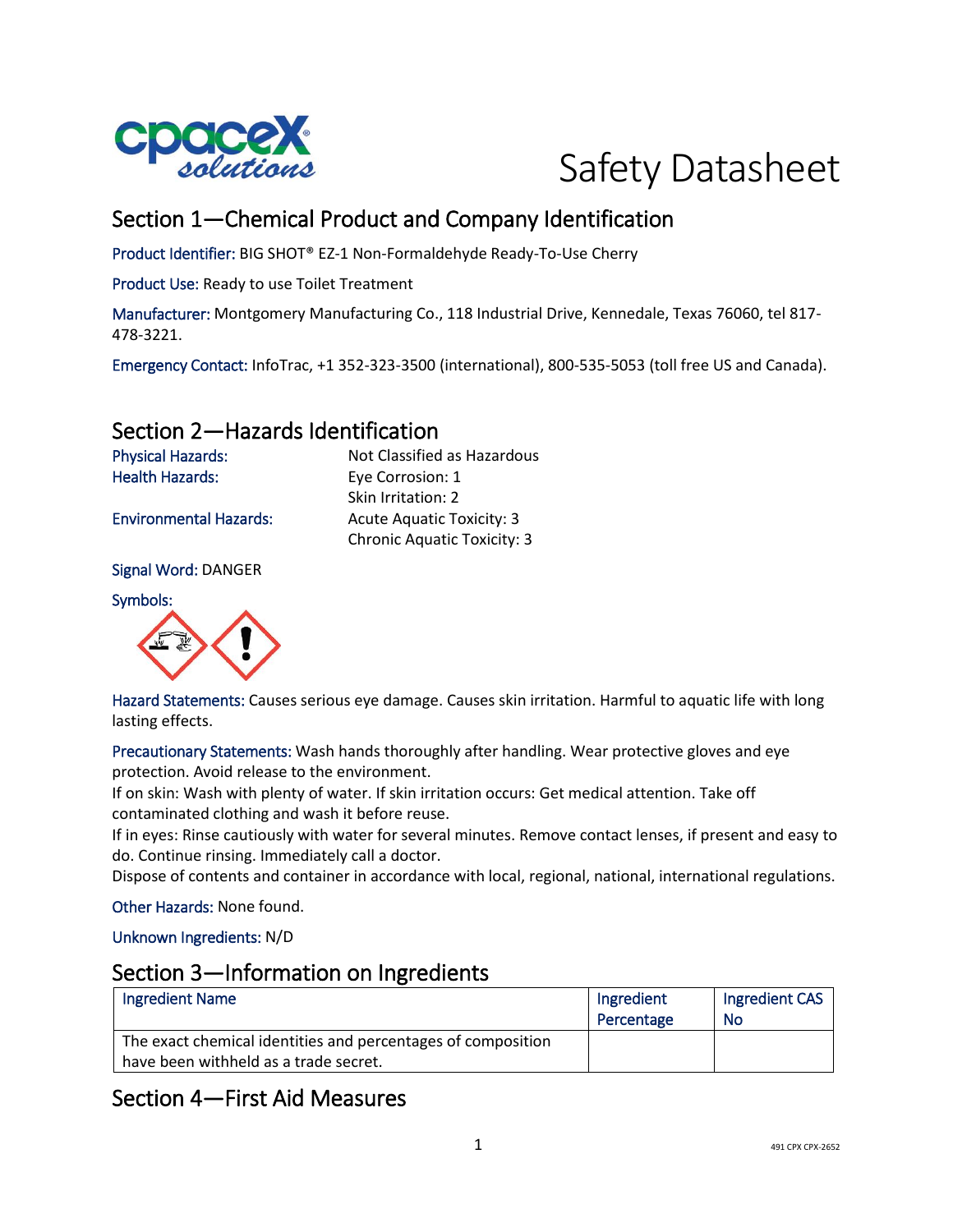# Safety Datasheet

## Section 1—Chemical Product and Company Identification

Product Identifier: BIG SHOT® EZ-1 Non-Formaldehyde Ready-To-Use Cherry

Product Use: Ready to use Toilet Treatment

Manufacturer: Montgomery Manufacturing Co., 118 Industrial Drive, Kennedale, Texas 76060, tel 817-478-3221.

Emergency Contact: InfoTrac, +1 352-323-3500 (international), 800-535-5053 (toll free US and Canada).

## Section 2—Hazards Identification

| | |
|---|---|
| Physical Hazards: | Not Classified as Hazardous |
| Health Hazards: | Eye Corrosion: 1<br>Skin Irritation: 2 |
| Environmental Hazards: | Acute Aquatic Toxicity: 3<br>Chronic Aquatic Toxicity: 3 |

Signal Word: DANGER

Symbols:

Hazard Statements: Causes serious eye damage. Causes skin irritation. Harmful to aquatic life with long lasting effects.

Precautionary Statements: Wash hands thoroughly after handling. Wear protective gloves and eye protection. Avoid release to the environment.
If on skin: Wash with plenty of water. If skin irritation occurs: Get medical attention. Take off contaminated clothing and wash it before reuse.
If in eyes: Rinse cautiously with water for several minutes. Remove contact lenses, if present and easy to do. Continue rinsing. Immediately call a doctor.
Dispose of contents and container in accordance with local, regional, national, international regulations.

Other Hazards: None found.

Unknown Ingredients: N/D

## Section 3—Information on Ingredients

| Ingredient Name | Ingredient Percentage | Ingredient CAS No |
|---|---|---|
| The exact chemical identities and percentages of composition have been withheld as a trade secret. | | |

## Section 4—First Aid Measures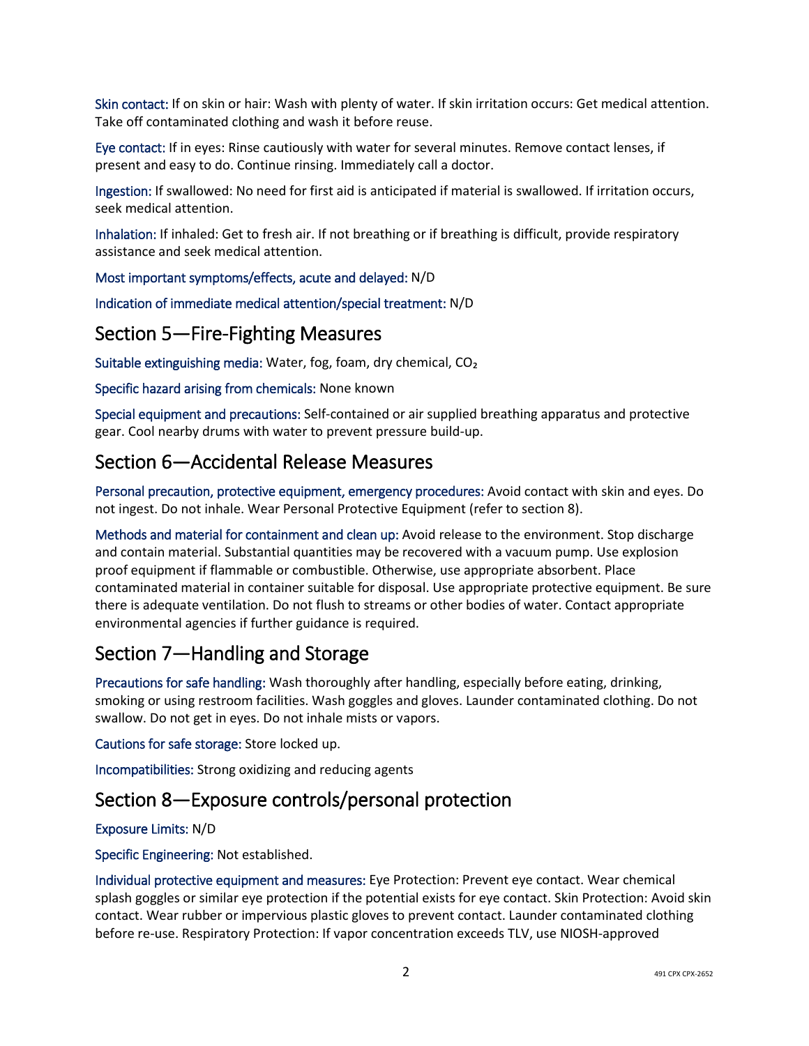**Skin contact:** If on skin or hair: Wash with plenty of water. If skin irritation occurs: Get medical attention. Take off contaminated clothing and wash it before reuse.

**Eye contact:** If in eyes: Rinse cautiously with water for several minutes. Remove contact lenses, if present and easy to do. Continue rinsing. Immediately call a doctor.

**Ingestion:** If swallowed: No need for first aid is anticipated if material is swallowed. If irritation occurs, seek medical attention.

**Inhalation:** If inhaled: Get to fresh air. If not breathing or if breathing is difficult, provide respiratory assistance and seek medical attention.

**Most important symptoms/effects, acute and delayed:** N/D

**Indication of immediate medical attention/special treatment:** N/D

## Section 5—Fire-Fighting Measures

**Suitable extinguishing media:** Water, fog, foam, dry chemical, $CO_2$

**Specific hazard arising from chemicals:** None known

**Special equipment and precautions:** Self-contained or air supplied breathing apparatus and protective gear. Cool nearby drums with water to prevent pressure build-up.

## Section 6—Accidental Release Measures

**Personal precaution, protective equipment, emergency procedures:** Avoid contact with skin and eyes. Do not ingest. Do not inhale. Wear Personal Protective Equipment (refer to section 8).

**Methods and material for containment and clean up:** Avoid release to the environment. Stop discharge and contain material. Substantial quantities may be recovered with a vacuum pump. Use explosion proof equipment if flammable or combustible. Otherwise, use appropriate absorbent. Place contaminated material in container suitable for disposal. Use appropriate protective equipment. Be sure there is adequate ventilation. Do not flush to streams or other bodies of water. Contact appropriate environmental agencies if further guidance is required.

## Section 7—Handling and Storage

**Precautions for safe handling:** Wash thoroughly after handling, especially before eating, drinking, smoking or using restroom facilities. Wash goggles and gloves. Launder contaminated clothing. Do not swallow. Do not get in eyes. Do not inhale mists or vapors.

**Cautions for safe storage:** Store locked up.

**Incompatibilities:** Strong oxidizing and reducing agents

## Section 8—Exposure controls/personal protection

**Exposure Limits:** N/D

**Specific Engineering:** Not established.

**Individual protective equipment and measures:** Eye Protection: Prevent eye contact. Wear chemical splash goggles or similar eye protection if the potential exists for eye contact. Skin Protection: Avoid skin contact. Wear rubber or impervious plastic gloves to prevent contact. Launder contaminated clothing before re-use. Respiratory Protection: If vapor concentration exceeds TLV, use NIOSH-approved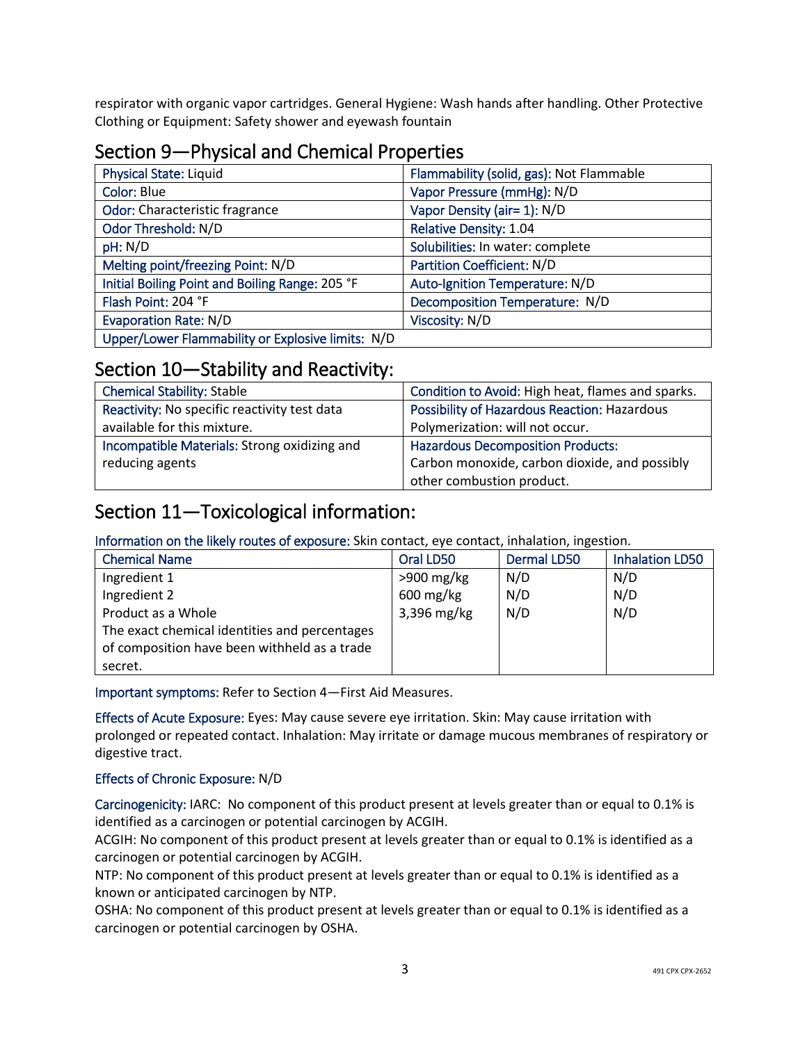respirator with organic vapor cartridges. General Hygiene: Wash hands after handling. Other Protective Clothing or Equipment: Safety shower and eyewash fountain

## Section 9—Physical and Chemical Properties

| | |
|---|---|
| Physical State: Liquid | Flammability (solid, gas): Not Flammable |
| Color: Blue | Vapor Pressure (mmHg): N/D |
| Odor: Characteristic fragrance | Vapor Density (air= 1): N/D |
| Odor Threshold: N/D | Relative Density: 1.04 |
| pH: N/D | Solubilities: In water: complete |
| Melting point/freezing Point: N/D | Partition Coefficient: N/D |
| Initial Boiling Point and Boiling Range: 205 °F | Auto-Ignition Temperature: N/D |
| Flash Point: 204 °F | Decomposition Temperature: N/D |
| Evaporation Rate: N/D | Viscosity: N/D |
| Upper/Lower Flammability or Explosive limits: N/D | |

## Section 10—Stability and Reactivity:

| | |
|---|---|
| Chemical Stability: Stable | Condition to Avoid: High heat, flames and sparks. |
| Reactivity: No specific reactivity test data available for this mixture. | Possibility of Hazardous Reaction: Hazardous Polymerization: will not occur. |
| Incompatible Materials: Strong oxidizing and reducing agents | Hazardous Decomposition Products: Carbon monoxide, carbon dioxide, and possibly other combustion product. |

## Section 11—Toxicological information:

Information on the likely routes of exposure: Skin contact, eye contact, inhalation, ingestion.

| Chemical Name | Oral LD50 | Dermal LD50 | Inhalation LD50 |
|---|---|---|---|
| Ingredient 1 | >900 mg/kg | N/D | N/D |
| Ingredient 2 | 600 mg/kg | N/D | N/D |
| Product as a Whole | 3,396 mg/kg | N/D | N/D |
| The exact chemical identities and percentages of composition have been withheld as a trade secret. | | | |

Important symptoms: Refer to Section 4—First Aid Measures.

Effects of Acute Exposure: Eyes: May cause severe eye irritation. Skin: May cause irritation with prolonged or repeated contact. Inhalation: May irritate or damage mucous membranes of respiratory or digestive tract.

Effects of Chronic Exposure: N/D

Carcinogenicity: IARC: No component of this product present at levels greater than or equal to 0.1% is identified as a carcinogen or potential carcinogen by ACGIH.
ACGIH: No component of this product present at levels greater than or equal to 0.1% is identified as a carcinogen or potential carcinogen by ACGIH.
NTP: No component of this product present at levels greater than or equal to 0.1% is identified as a known or anticipated carcinogen by NTP.
OSHA: No component of this product present at levels greater than or equal to 0.1% is identified as a carcinogen or potential carcinogen by OSHA.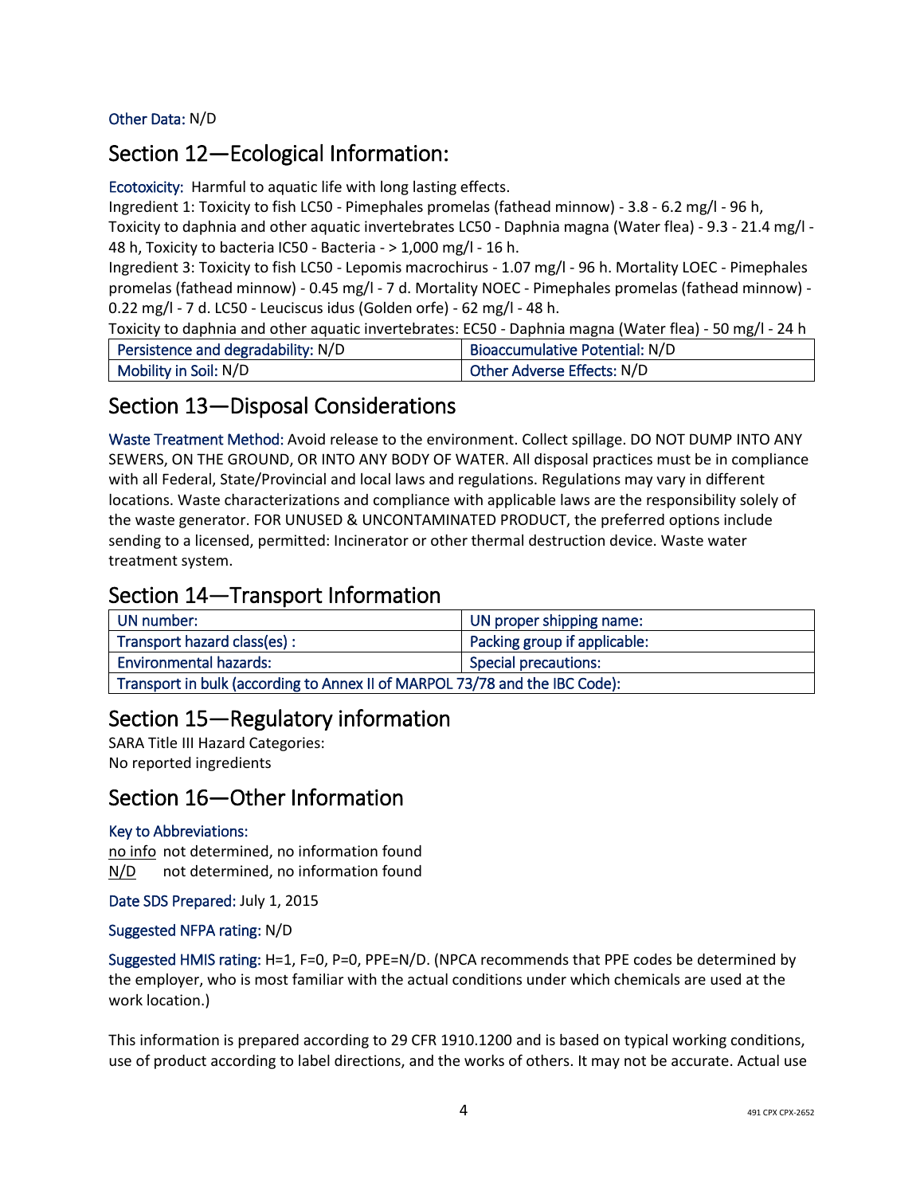Other Data: N/D

## Section 12—Ecological Information:

Ecotoxicity: Harmful to aquatic life with long lasting effects.

Ingredient 1: Toxicity to fish LC50 - Pimephales promelas (fathead minnow) - 3.8 - 6.2 mg/l - 96 h, Toxicity to daphnia and other aquatic invertebrates LC50 - Daphnia magna (Water flea) - 9.3 - 21.4 mg/l - 48 h, Toxicity to bacteria IC50 - Bacteria - > 1,000 mg/l - 16 h.

Ingredient 3: Toxicity to fish LC50 - Lepomis macrochirus - 1.07 mg/l - 96 h. Mortality LOEC - Pimephales promelas (fathead minnow) - 0.45 mg/l - 7 d. Mortality NOEC - Pimephales promelas (fathead minnow) - 0.22 mg/l - 7 d. LC50 - Leuciscus idus (Golden orfe) - 62 mg/l - 48 h.

Toxicity to daphnia and other aquatic invertebrates: EC50 - Daphnia magna (Water flea) - 50 mg/l - 24 h

| Persistence and degradability: N/D | Bioaccumulative Potential: N/D |
|---|---|
| Mobility in Soil: N/D | Other Adverse Effects: N/D |

## Section 13—Disposal Considerations

Waste Treatment Method: Avoid release to the environment. Collect spillage. DO NOT DUMP INTO ANY SEWERS, ON THE GROUND, OR INTO ANY BODY OF WATER. All disposal practices must be in compliance with all Federal, State/Provincial and local laws and regulations. Regulations may vary in different locations. Waste characterizations and compliance with applicable laws are the responsibility solely of the waste generator. FOR UNUSED & UNCONTAMINATED PRODUCT, the preferred options include sending to a licensed, permitted: Incinerator or other thermal destruction device. Waste water treatment system.

## Section 14—Transport Information

| UN number: | UN proper shipping name: |
|---|---|
| Transport hazard class(es) : | Packing group if applicable: |
| Environmental hazards: | Special precautions: |
| Transport in bulk (according to Annex II of MARPOL 73/78 and the IBC Code): | |

## Section 15—Regulatory information

SARA Title III Hazard Categories:
No reported ingredients

## Section 16—Other Information

Key to Abbreviations:

no info not determined, no information found
N/D not determined, no information found

Date SDS Prepared: July 1, 2015

Suggested NFPA rating: N/D

Suggested HMIS rating: H=1, F=0, P=0, PPE=N/D. (NPCA recommends that PPE codes be determined by the employer, who is most familiar with the actual conditions under which chemicals are used at the work location.)

This information is prepared according to 29 CFR 1910.1200 and is based on typical working conditions, use of product according to label directions, and the works of others. It may not be accurate. Actual use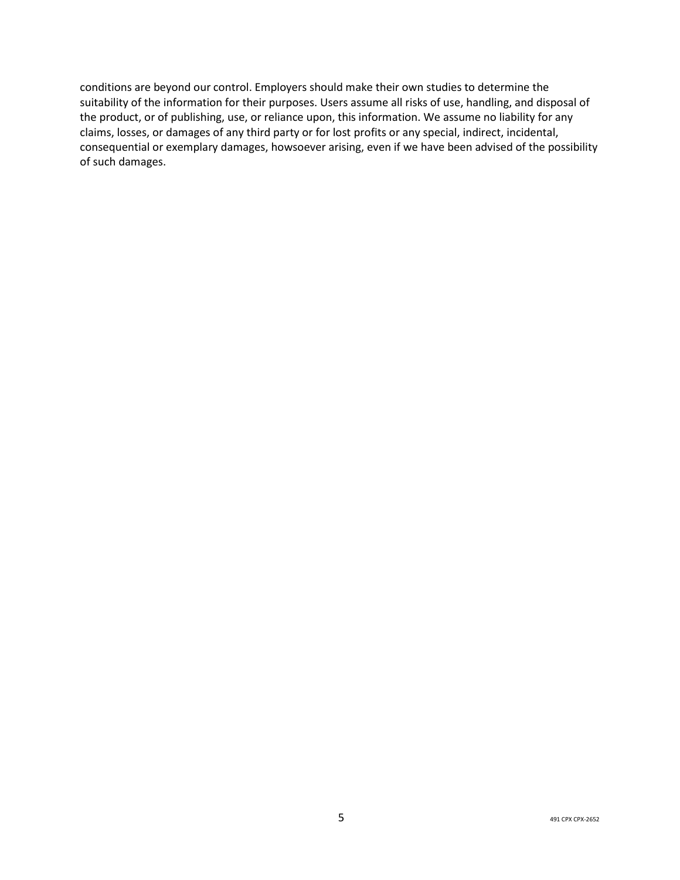conditions are beyond our control. Employers should make their own studies to determine the suitability of the information for their purposes. Users assume all risks of use, handling, and disposal of the product, or of publishing, use, or reliance upon, this information. We assume no liability for any claims, losses, or damages of any third party or for lost profits or any special, indirect, incidental, consequential or exemplary damages, howsoever arising, even if we have been advised of the possibility of such damages.